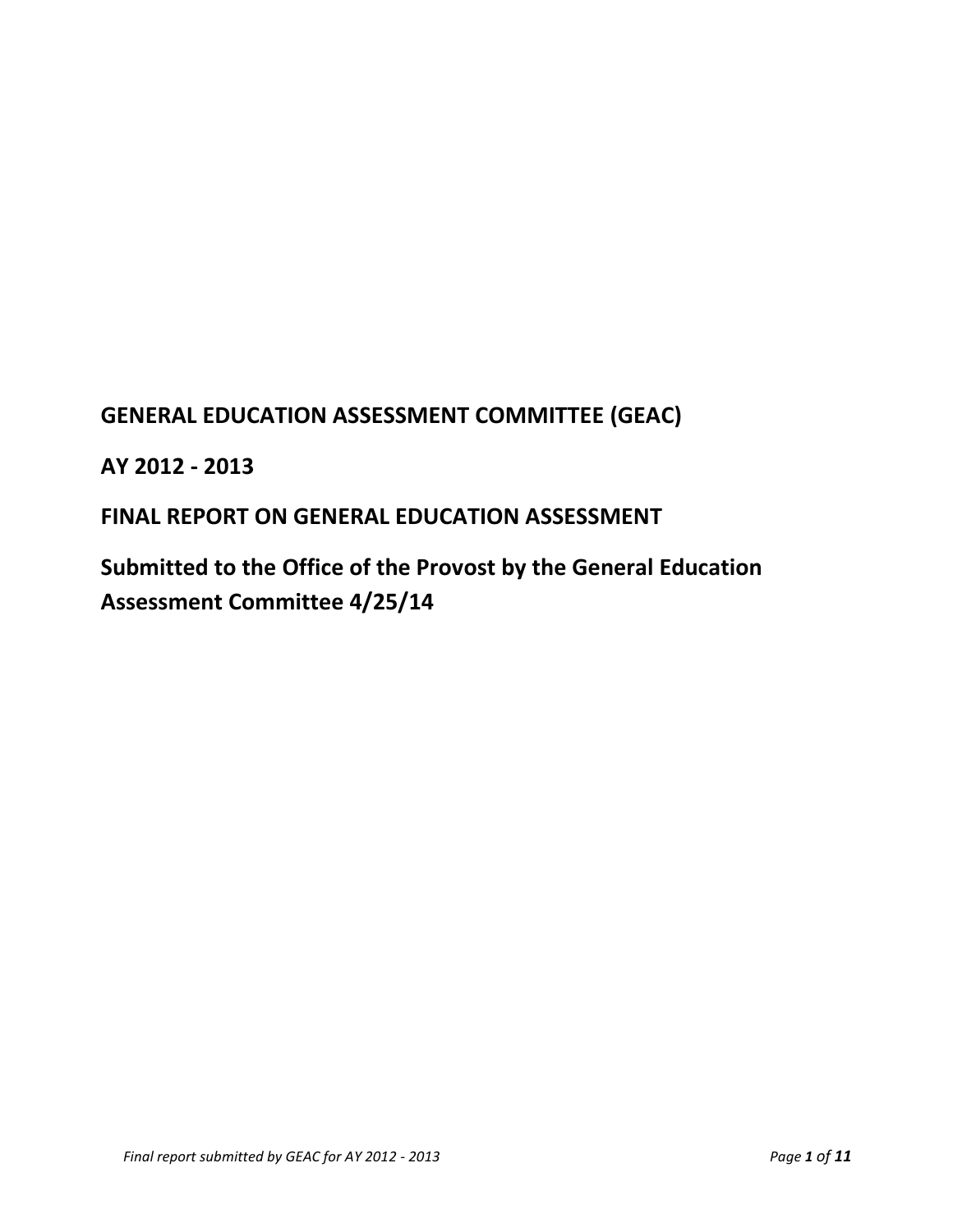# GENERAL EDUCATION ASSESSMENT COMMITTEE (GEAC)

# AY 2012 - 2013

# FINAL REPORT ON GENERAL EDUCATION ASSESSMENT

# Submitted to the Office of the Provost by the General Education Assessment Committee 4/25/14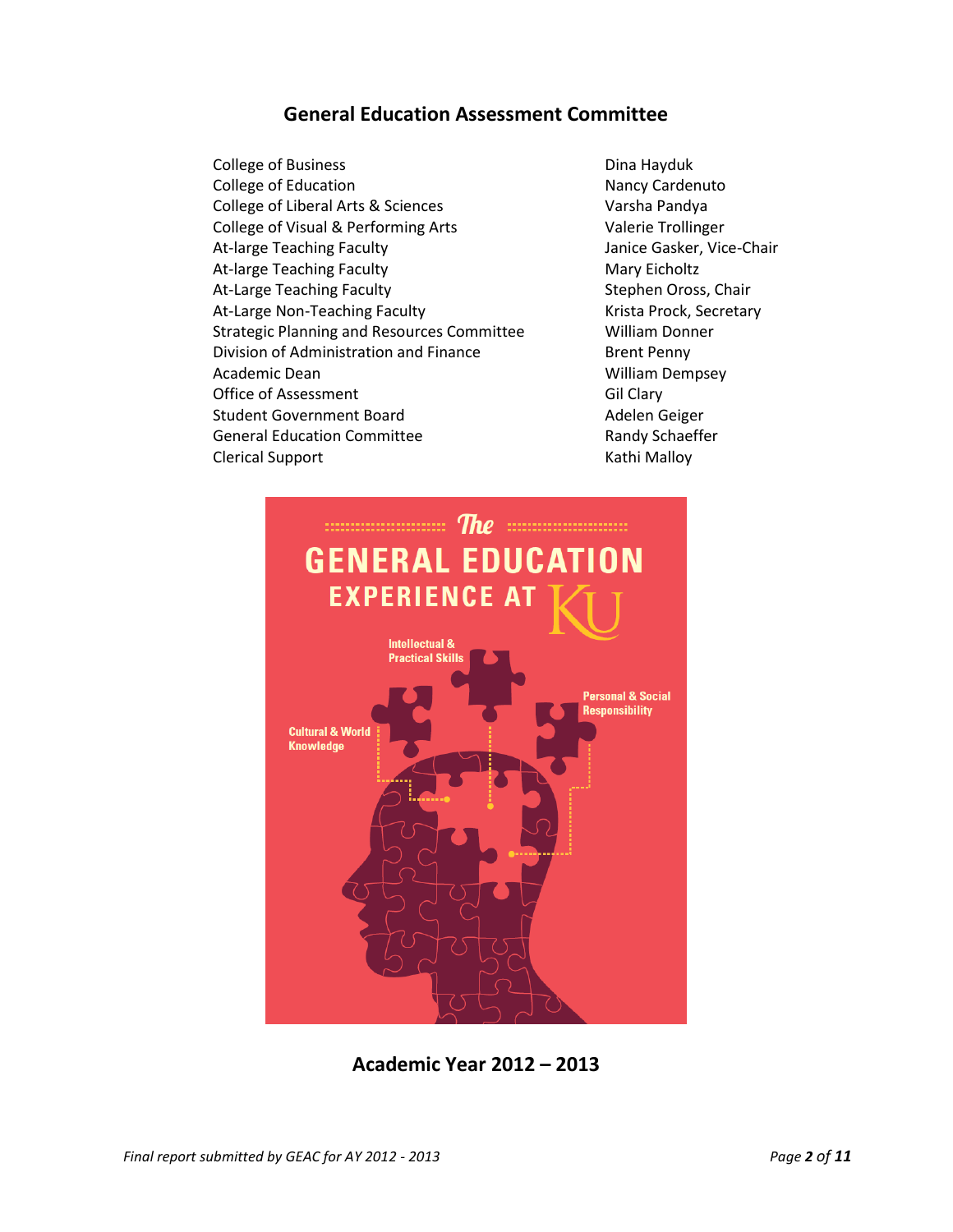## General Education Assessment Committee

| | |
|---|---|
| College of Business | Dina Hayduk |
| College of Education | Nancy Cardenuto |
| College of Liberal Arts & Sciences | Varsha Pandya |
| College of Visual & Performing Arts | Valerie Trollinger |
| At-large Teaching Faculty | Janice Gasker, Vice-Chair |
| At-large Teaching Faculty | Mary Eicholtz |
| At-Large Teaching Faculty | Stephen Oross, Chair |
| At-Large Non-Teaching Faculty | Krista Prock, Secretary |
| Strategic Planning and Resources Committee | William Donner |
| Division of Administration and Finance | Brent Penny |
| Academic Dean | William Dempsey |
| Office of Assessment | Gil Clary |
| Student Government Board | Adelen Geiger |
| General Education Committee | Randy Schaeffer |
| Clerical Support | Kathi Malloy |

The
GENERAL EDUCATION
EXPERIENCE AT KU

Intellectual & Practical Skills

Personal & Social Responsibility

Cultural & World Knowledge

**Academic Year 2012 – 2013**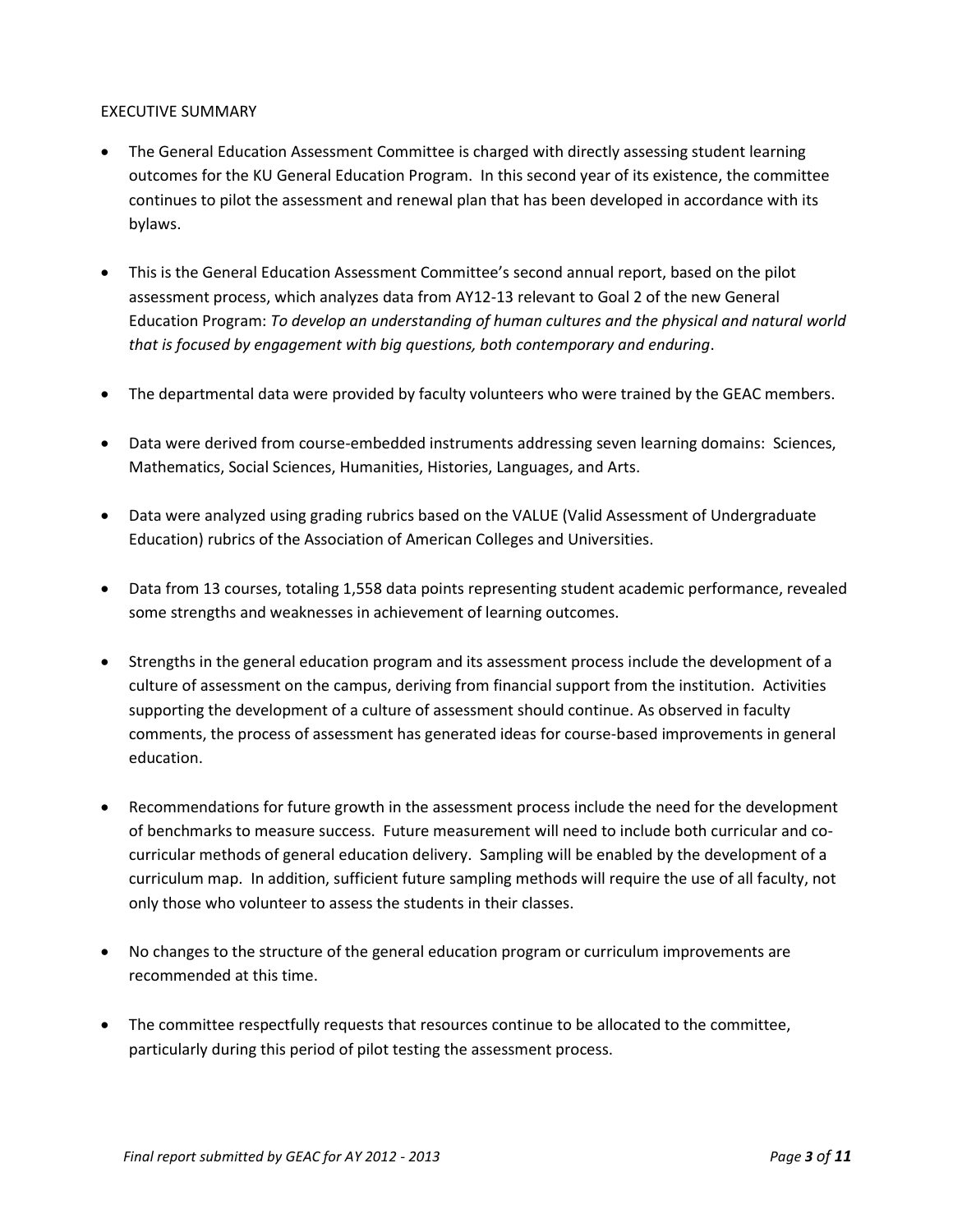## EXECUTIVE SUMMARY

- The General Education Assessment Committee is charged with directly assessing student learning outcomes for the KU General Education Program. In this second year of its existence, the committee continues to pilot the assessment and renewal plan that has been developed in accordance with its bylaws.

- This is the General Education Assessment Committee's second annual report, based on the pilot assessment process, which analyzes data from AY12-13 relevant to Goal 2 of the new General Education Program: *To develop an understanding of human cultures and the physical and natural world that is focused by engagement with big questions, both contemporary and enduring*.

- The departmental data were provided by faculty volunteers who were trained by the GEAC members.

- Data were derived from course-embedded instruments addressing seven learning domains: Sciences, Mathematics, Social Sciences, Humanities, Histories, Languages, and Arts.

- Data were analyzed using grading rubrics based on the VALUE (Valid Assessment of Undergraduate Education) rubrics of the Association of American Colleges and Universities.

- Data from 13 courses, totaling 1,558 data points representing student academic performance, revealed some strengths and weaknesses in achievement of learning outcomes.

- Strengths in the general education program and its assessment process include the development of a culture of assessment on the campus, deriving from financial support from the institution. Activities supporting the development of a culture of assessment should continue. As observed in faculty comments, the process of assessment has generated ideas for course-based improvements in general education.

- Recommendations for future growth in the assessment process include the need for the development of benchmarks to measure success. Future measurement will need to include both curricular and co-curricular methods of general education delivery. Sampling will be enabled by the development of a curriculum map. In addition, sufficient future sampling methods will require the use of all faculty, not only those who volunteer to assess the students in their classes.

- No changes to the structure of the general education program or curriculum improvements are recommended at this time.

- The committee respectfully requests that resources continue to be allocated to the committee, particularly during this period of pilot testing the assessment process.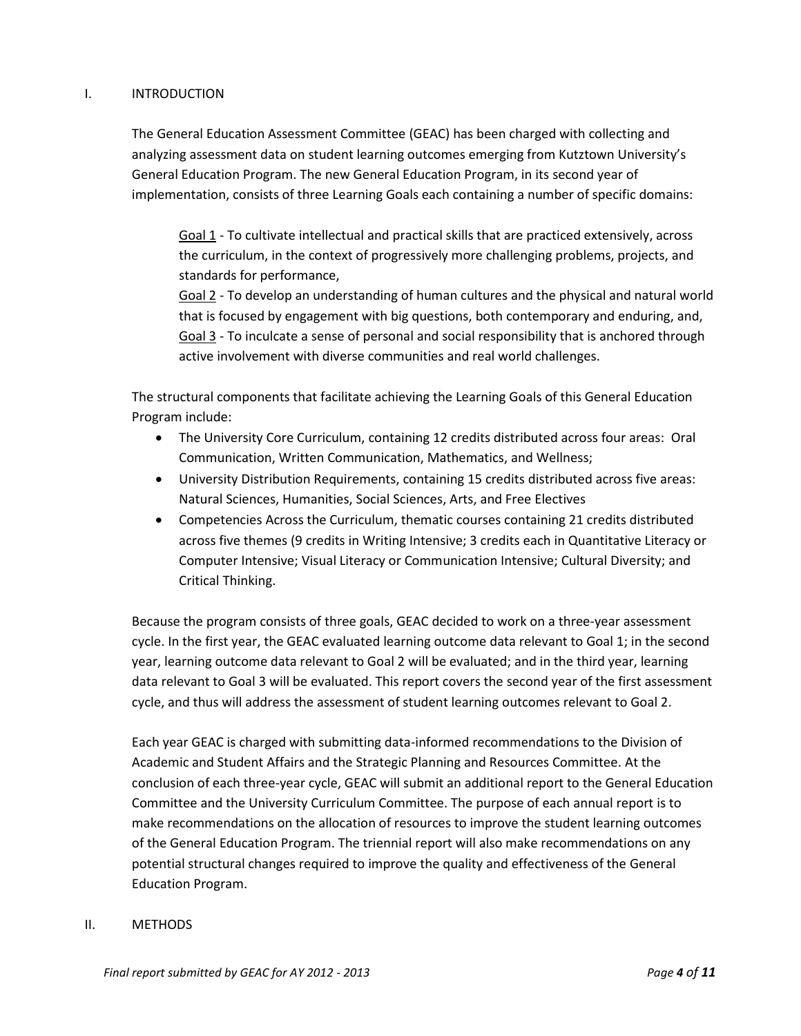## I. INTRODUCTION

The General Education Assessment Committee (GEAC) has been charged with collecting and analyzing assessment data on student learning outcomes emerging from Kutztown University's General Education Program. The new General Education Program, in its second year of implementation, consists of three Learning Goals each containing a number of specific domains:

> Goal 1 - To cultivate intellectual and practical skills that are practiced extensively, across the curriculum, in the context of progressively more challenging problems, projects, and standards for performance,
>
> Goal 2 - To develop an understanding of human cultures and the physical and natural world that is focused by engagement with big questions, both contemporary and enduring, and,
>
> Goal 3 - To inculcate a sense of personal and social responsibility that is anchored through active involvement with diverse communities and real world challenges.

The structural components that facilitate achieving the Learning Goals of this General Education Program include:

- The University Core Curriculum, containing 12 credits distributed across four areas: Oral Communication, Written Communication, Mathematics, and Wellness;
- University Distribution Requirements, containing 15 credits distributed across five areas: Natural Sciences, Humanities, Social Sciences, Arts, and Free Electives
- Competencies Across the Curriculum, thematic courses containing 21 credits distributed across five themes (9 credits in Writing Intensive; 3 credits each in Quantitative Literacy or Computer Intensive; Visual Literacy or Communication Intensive; Cultural Diversity; and Critical Thinking.

Because the program consists of three goals, GEAC decided to work on a three-year assessment cycle. In the first year, the GEAC evaluated learning outcome data relevant to Goal 1; in the second year, learning outcome data relevant to Goal 2 will be evaluated; and in the third year, learning data relevant to Goal 3 will be evaluated. This report covers the second year of the first assessment cycle, and thus will address the assessment of student learning outcomes relevant to Goal 2.

Each year GEAC is charged with submitting data-informed recommendations to the Division of Academic and Student Affairs and the Strategic Planning and Resources Committee. At the conclusion of each three-year cycle, GEAC will submit an additional report to the General Education Committee and the University Curriculum Committee. The purpose of each annual report is to make recommendations on the allocation of resources to improve the student learning outcomes of the General Education Program. The triennial report will also make recommendations on any potential structural changes required to improve the quality and effectiveness of the General Education Program.

## II. METHODS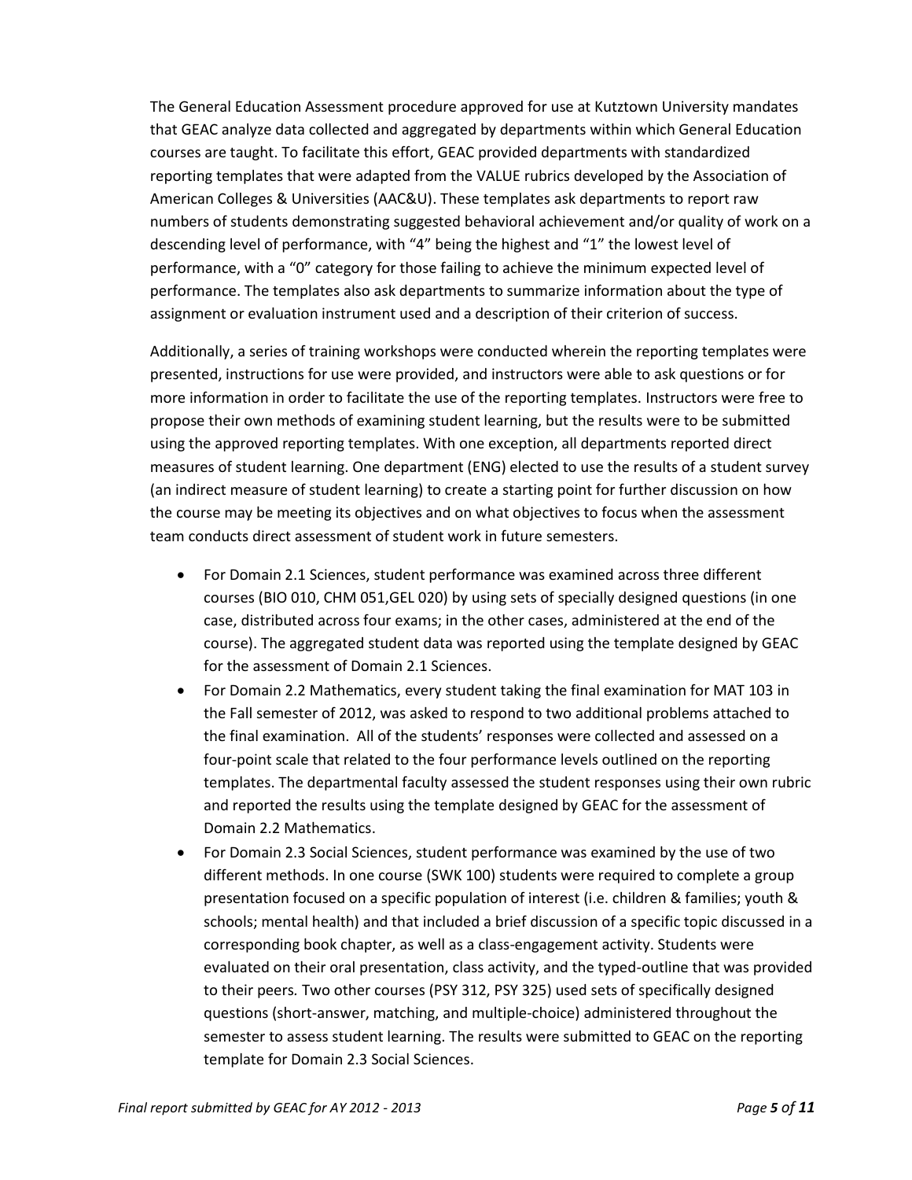The General Education Assessment procedure approved for use at Kutztown University mandates that GEAC analyze data collected and aggregated by departments within which General Education courses are taught. To facilitate this effort, GEAC provided departments with standardized reporting templates that were adapted from the VALUE rubrics developed by the Association of American Colleges & Universities (AAC&U). These templates ask departments to report raw numbers of students demonstrating suggested behavioral achievement and/or quality of work on a descending level of performance, with "4" being the highest and "1" the lowest level of performance, with a "0" category for those failing to achieve the minimum expected level of performance. The templates also ask departments to summarize information about the type of assignment or evaluation instrument used and a description of their criterion of success.

Additionally, a series of training workshops were conducted wherein the reporting templates were presented, instructions for use were provided, and instructors were able to ask questions or for more information in order to facilitate the use of the reporting templates. Instructors were free to propose their own methods of examining student learning, but the results were to be submitted using the approved reporting templates. With one exception, all departments reported direct measures of student learning. One department (ENG) elected to use the results of a student survey (an indirect measure of student learning) to create a starting point for further discussion on how the course may be meeting its objectives and on what objectives to focus when the assessment team conducts direct assessment of student work in future semesters.

- For Domain 2.1 Sciences, student performance was examined across three different courses (BIO 010, CHM 051,GEL 020) by using sets of specially designed questions (in one case, distributed across four exams; in the other cases, administered at the end of the course). The aggregated student data was reported using the template designed by GEAC for the assessment of Domain 2.1 Sciences.
- For Domain 2.2 Mathematics, every student taking the final examination for MAT 103 in the Fall semester of 2012, was asked to respond to two additional problems attached to the final examination. All of the students' responses were collected and assessed on a four-point scale that related to the four performance levels outlined on the reporting templates. The departmental faculty assessed the student responses using their own rubric and reported the results using the template designed by GEAC for the assessment of Domain 2.2 Mathematics.
- For Domain 2.3 Social Sciences, student performance was examined by the use of two different methods. In one course (SWK 100) students were required to complete a group presentation focused on a specific population of interest (i.e. children & families; youth & schools; mental health) and that included a brief discussion of a specific topic discussed in a corresponding book chapter, as well as a class-engagement activity. Students were evaluated on their oral presentation, class activity, and the typed-outline that was provided to their peers. Two other courses (PSY 312, PSY 325) used sets of specifically designed questions (short-answer, matching, and multiple-choice) administered throughout the semester to assess student learning. The results were submitted to GEAC on the reporting template for Domain 2.3 Social Sciences.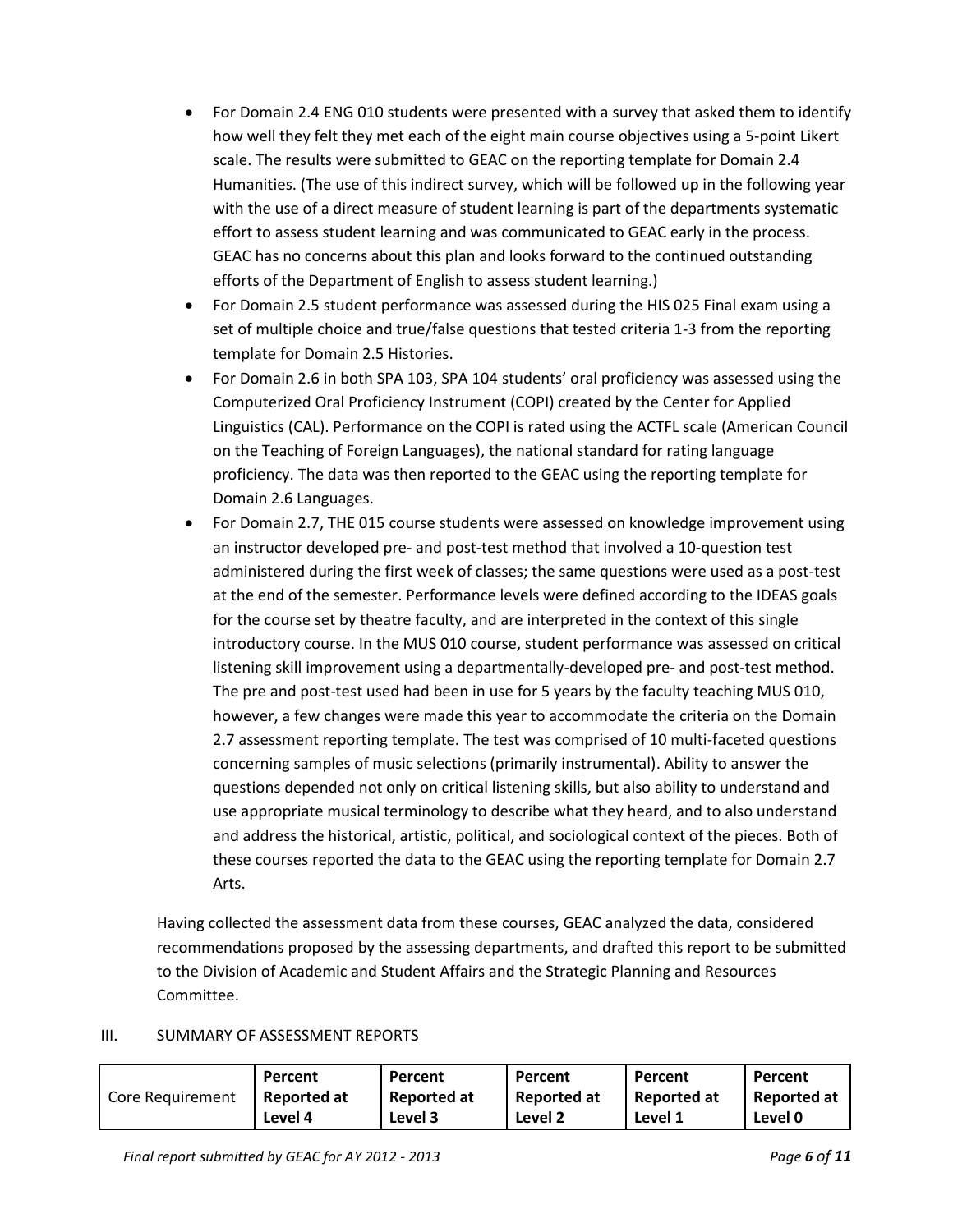- For Domain 2.4 ENG 010 students were presented with a survey that asked them to identify how well they felt they met each of the eight main course objectives using a 5-point Likert scale. The results were submitted to GEAC on the reporting template for Domain 2.4 Humanities. (The use of this indirect survey, which will be followed up in the following year with the use of a direct measure of student learning is part of the departments systematic effort to assess student learning and was communicated to GEAC early in the process. GEAC has no concerns about this plan and looks forward to the continued outstanding efforts of the Department of English to assess student learning.)
- For Domain 2.5 student performance was assessed during the HIS 025 Final exam using a set of multiple choice and true/false questions that tested criteria 1-3 from the reporting template for Domain 2.5 Histories.
- For Domain 2.6 in both SPA 103, SPA 104 students' oral proficiency was assessed using the Computerized Oral Proficiency Instrument (COPI) created by the Center for Applied Linguistics (CAL). Performance on the COPI is rated using the ACTFL scale (American Council on the Teaching of Foreign Languages), the national standard for rating language proficiency. The data was then reported to the GEAC using the reporting template for Domain 2.6 Languages.
- For Domain 2.7, THE 015 course students were assessed on knowledge improvement using an instructor developed pre- and post-test method that involved a 10-question test administered during the first week of classes; the same questions were used as a post-test at the end of the semester. Performance levels were defined according to the IDEAS goals for the course set by theatre faculty, and are interpreted in the context of this single introductory course. In the MUS 010 course, student performance was assessed on critical listening skill improvement using a departmentally-developed pre- and post-test method. The pre and post-test used had been in use for 5 years by the faculty teaching MUS 010, however, a few changes were made this year to accommodate the criteria on the Domain 2.7 assessment reporting template. The test was comprised of 10 multi-faceted questions concerning samples of music selections (primarily instrumental). Ability to answer the questions depended not only on critical listening skills, but also ability to understand and use appropriate musical terminology to describe what they heard, and to also understand and address the historical, artistic, political, and sociological context of the pieces. Both of these courses reported the data to the GEAC using the reporting template for Domain 2.7 Arts.

Having collected the assessment data from these courses, GEAC analyzed the data, considered recommendations proposed by the assessing departments, and drafted this report to be submitted to the Division of Academic and Student Affairs and the Strategic Planning and Resources Committee.

## III. SUMMARY OF ASSESSMENT REPORTS

| Core Requirement | **Percent Reported at Level 4** | **Percent Reported at Level 3** | **Percent Reported at Level 2** | **Percent Reported at Level 1** | **Percent Reported at Level 0** |
|---|---|---|---|---|---|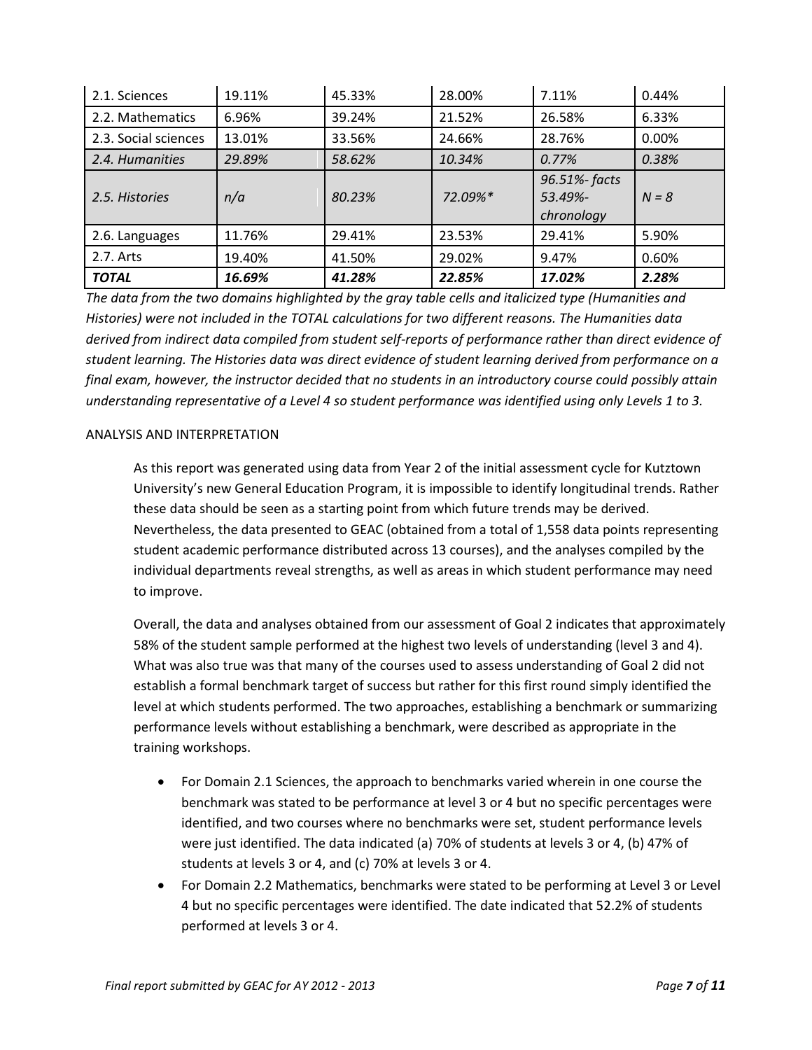| | | | | | |
|---|---|---|---|---|---|
| 2.1. Sciences | 19.11% | 45.33% | 28.00% | 7.11% | 0.44% |
| 2.2. Mathematics | 6.96% | 39.24% | 21.52% | 26.58% | 6.33% |
| 2.3. Social sciences | 13.01% | 33.56% | 24.66% | 28.76% | 0.00% |
| *2.4. Humanities* | *29.89%* | *58.62%* | *10.34%* | *0.77%* | *0.38%* |
| *2.5. Histories* | *n/a* | *80.23%* | *72.09%\** | *96.51%- facts 53.49%- chronology* | *N = 8* |
| 2.6. Languages | 11.76% | 29.41% | 23.53% | 29.41% | 5.90% |
| 2.7. Arts | 19.40% | 41.50% | 29.02% | 9.47% | 0.60% |
| ***TOTAL*** | ***16.69%*** | ***41.28%*** | ***22.85%*** | ***17.02%*** | ***2.28%*** |

*The data from the two domains highlighted by the gray table cells and italicized type (Humanities and Histories) were not included in the TOTAL calculations for two different reasons. The Humanities data derived from indirect data compiled from student self-reports of performance rather than direct evidence of student learning. The Histories data was direct evidence of student learning derived from performance on a final exam, however, the instructor decided that no students in an introductory course could possibly attain understanding representative of a Level 4 so student performance was identified using only Levels 1 to 3.*

ANALYSIS AND INTERPRETATION

As this report was generated using data from Year 2 of the initial assessment cycle for Kutztown University's new General Education Program, it is impossible to identify longitudinal trends. Rather these data should be seen as a starting point from which future trends may be derived. Nevertheless, the data presented to GEAC (obtained from a total of 1,558 data points representing student academic performance distributed across 13 courses), and the analyses compiled by the individual departments reveal strengths, as well as areas in which student performance may need to improve.

Overall, the data and analyses obtained from our assessment of Goal 2 indicates that approximately 58% of the student sample performed at the highest two levels of understanding (level 3 and 4). What was also true was that many of the courses used to assess understanding of Goal 2 did not establish a formal benchmark target of success but rather for this first round simply identified the level at which students performed. The two approaches, establishing a benchmark or summarizing performance levels without establishing a benchmark, were described as appropriate in the training workshops.

- For Domain 2.1 Sciences, the approach to benchmarks varied wherein in one course the benchmark was stated to be performance at level 3 or 4 but no specific percentages were identified, and two courses where no benchmarks were set, student performance levels were just identified. The data indicated (a) 70% of students at levels 3 or 4, (b) 47% of students at levels 3 or 4, and (c) 70% at levels 3 or 4.
- For Domain 2.2 Mathematics, benchmarks were stated to be performing at Level 3 or Level 4 but no specific percentages were identified. The date indicated that 52.2% of students performed at levels 3 or 4.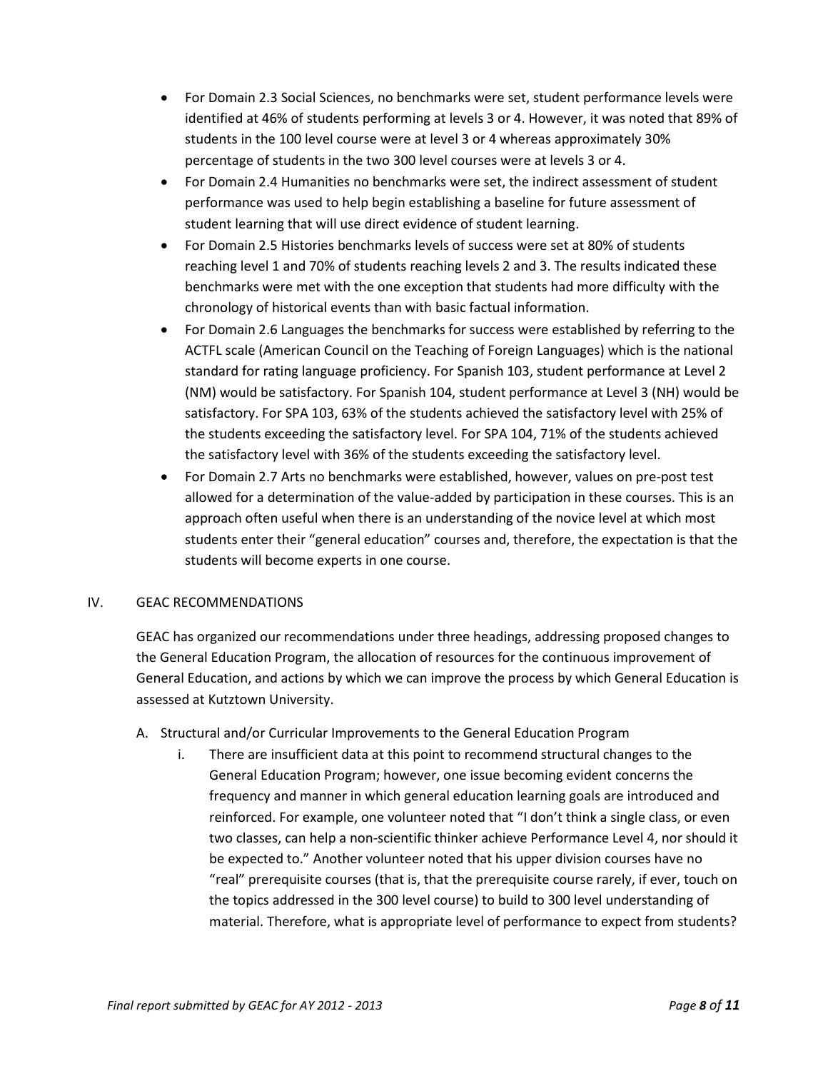- For Domain 2.3 Social Sciences, no benchmarks were set, student performance levels were identified at 46% of students performing at levels 3 or 4. However, it was noted that 89% of students in the 100 level course were at level 3 or 4 whereas approximately 30% percentage of students in the two 300 level courses were at levels 3 or 4.
- For Domain 2.4 Humanities no benchmarks were set, the indirect assessment of student performance was used to help begin establishing a baseline for future assessment of student learning that will use direct evidence of student learning.
- For Domain 2.5 Histories benchmarks levels of success were set at 80% of students reaching level 1 and 70% of students reaching levels 2 and 3. The results indicated these benchmarks were met with the one exception that students had more difficulty with the chronology of historical events than with basic factual information.
- For Domain 2.6 Languages the benchmarks for success were established by referring to the ACTFL scale (American Council on the Teaching of Foreign Languages) which is the national standard for rating language proficiency. For Spanish 103, student performance at Level 2 (NM) would be satisfactory. For Spanish 104, student performance at Level 3 (NH) would be satisfactory. For SPA 103, 63% of the students achieved the satisfactory level with 25% of the students exceeding the satisfactory level. For SPA 104, 71% of the students achieved the satisfactory level with 36% of the students exceeding the satisfactory level.
- For Domain 2.7 Arts no benchmarks were established, however, values on pre-post test allowed for a determination of the value-added by participation in these courses. This is an approach often useful when there is an understanding of the novice level at which most students enter their "general education" courses and, therefore, the expectation is that the students will become experts in one course.

## IV. GEAC RECOMMENDATIONS

GEAC has organized our recommendations under three headings, addressing proposed changes to the General Education Program, the allocation of resources for the continuous improvement of General Education, and actions by which we can improve the process by which General Education is assessed at Kutztown University.

A. Structural and/or Curricular Improvements to the General Education Program

   i. There are insufficient data at this point to recommend structural changes to the General Education Program; however, one issue becoming evident concerns the frequency and manner in which general education learning goals are introduced and reinforced. For example, one volunteer noted that "I don't think a single class, or even two classes, can help a non-scientific thinker achieve Performance Level 4, nor should it be expected to." Another volunteer noted that his upper division courses have no "real" prerequisite courses (that is, that the prerequisite course rarely, if ever, touch on the topics addressed in the 300 level course) to build to 300 level understanding of material. Therefore, what is appropriate level of performance to expect from students?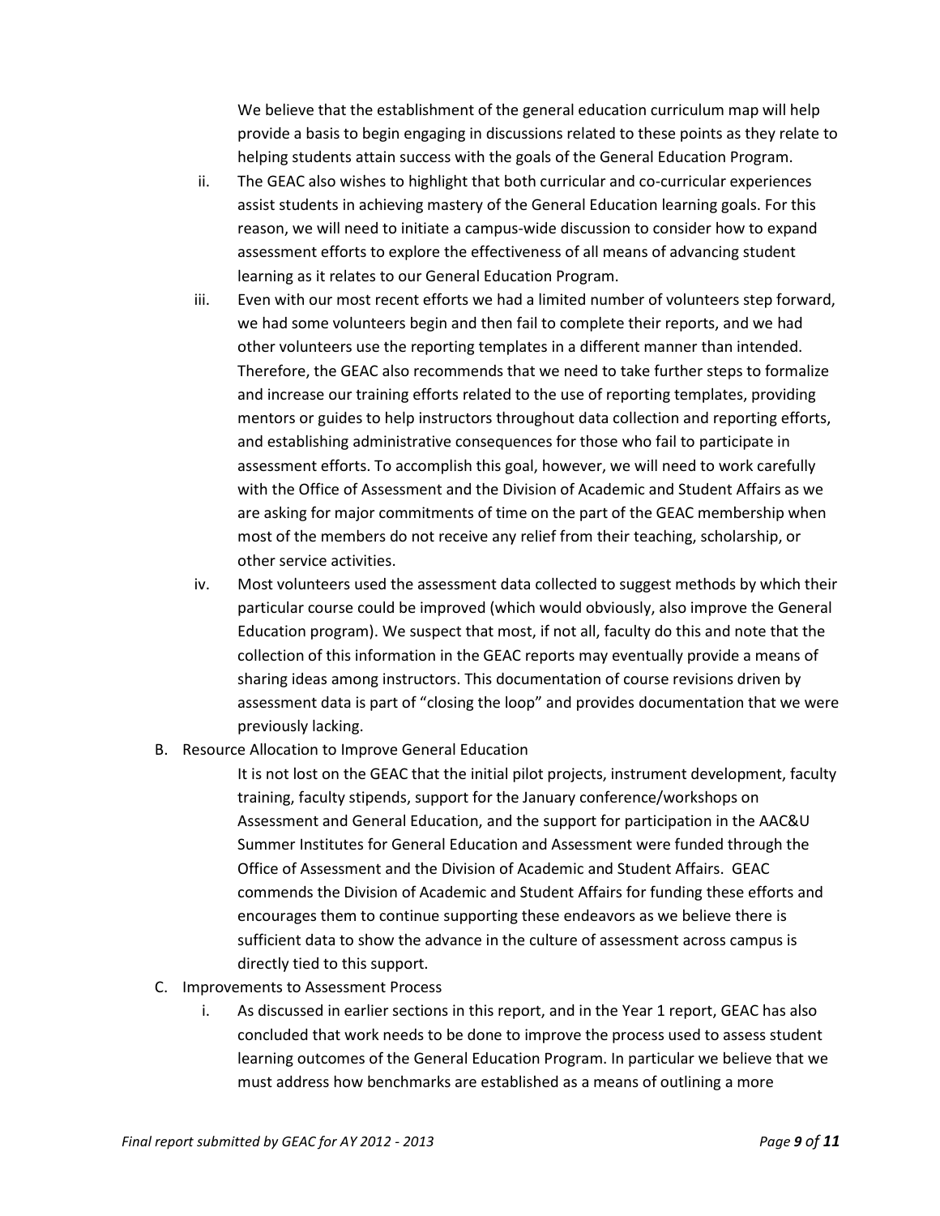We believe that the establishment of the general education curriculum map will help provide a basis to begin engaging in discussions related to these points as they relate to helping students attain success with the goals of the General Education Program.

ii. The GEAC also wishes to highlight that both curricular and co-curricular experiences assist students in achieving mastery of the General Education learning goals. For this reason, we will need to initiate a campus-wide discussion to consider how to expand assessment efforts to explore the effectiveness of all means of advancing student learning as it relates to our General Education Program.

iii. Even with our most recent efforts we had a limited number of volunteers step forward, we had some volunteers begin and then fail to complete their reports, and we had other volunteers use the reporting templates in a different manner than intended. Therefore, the GEAC also recommends that we need to take further steps to formalize and increase our training efforts related to the use of reporting templates, providing mentors or guides to help instructors throughout data collection and reporting efforts, and establishing administrative consequences for those who fail to participate in assessment efforts. To accomplish this goal, however, we will need to work carefully with the Office of Assessment and the Division of Academic and Student Affairs as we are asking for major commitments of time on the part of the GEAC membership when most of the members do not receive any relief from their teaching, scholarship, or other service activities.

iv. Most volunteers used the assessment data collected to suggest methods by which their particular course could be improved (which would obviously, also improve the General Education program). We suspect that most, if not all, faculty do this and note that the collection of this information in the GEAC reports may eventually provide a means of sharing ideas among instructors. This documentation of course revisions driven by assessment data is part of "closing the loop" and provides documentation that we were previously lacking.

B. Resource Allocation to Improve General Education

It is not lost on the GEAC that the initial pilot projects, instrument development, faculty training, faculty stipends, support for the January conference/workshops on Assessment and General Education, and the support for participation in the AAC&U Summer Institutes for General Education and Assessment were funded through the Office of Assessment and the Division of Academic and Student Affairs. GEAC commends the Division of Academic and Student Affairs for funding these efforts and encourages them to continue supporting these endeavors as we believe there is sufficient data to show the advance in the culture of assessment across campus is directly tied to this support.

C. Improvements to Assessment Process

i. As discussed in earlier sections in this report, and in the Year 1 report, GEAC has also concluded that work needs to be done to improve the process used to assess student learning outcomes of the General Education Program. In particular we believe that we must address how benchmarks are established as a means of outlining a more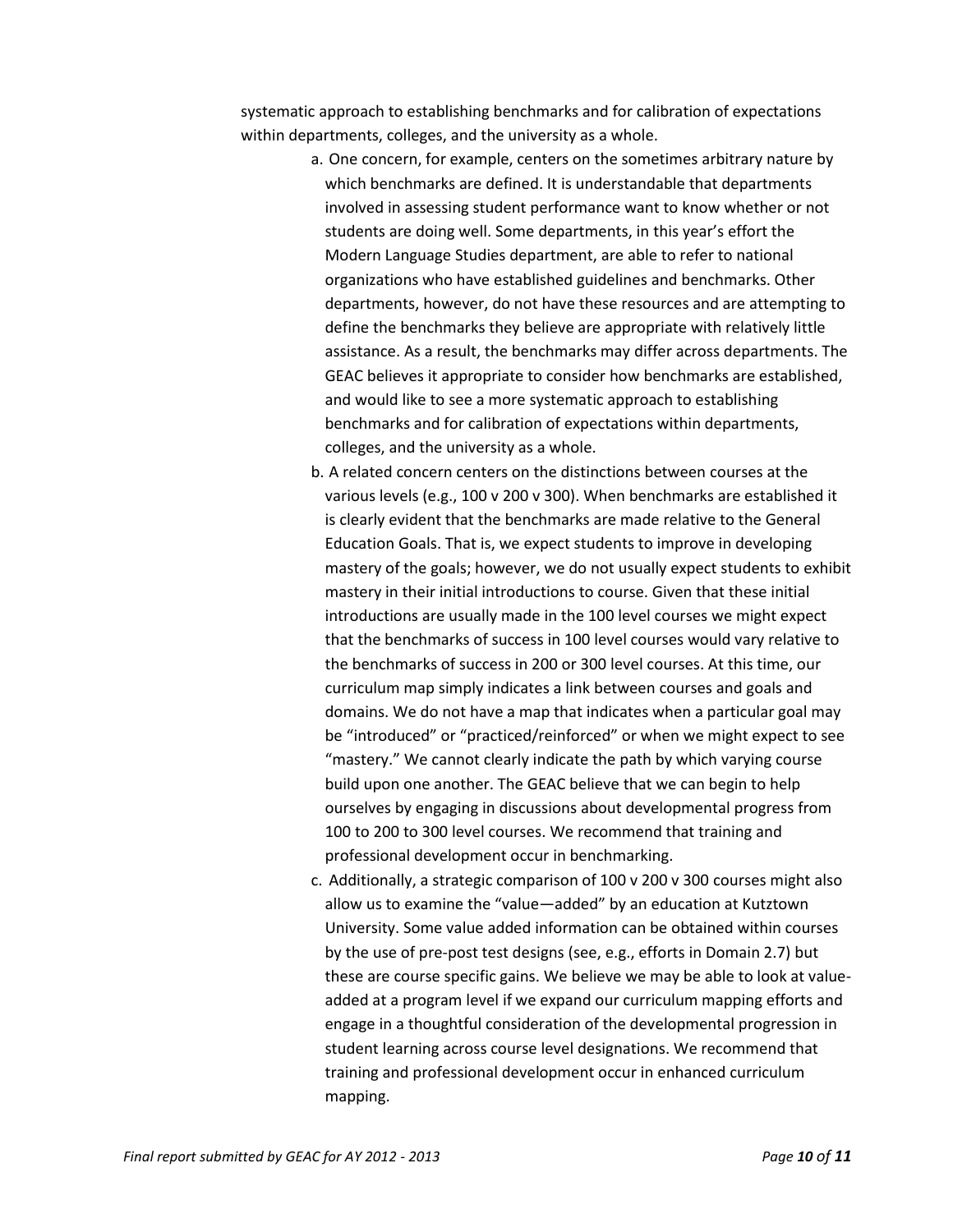systematic approach to establishing benchmarks and for calibration of expectations within departments, colleges, and the university as a whole.

a. One concern, for example, centers on the sometimes arbitrary nature by which benchmarks are defined. It is understandable that departments involved in assessing student performance want to know whether or not students are doing well. Some departments, in this year's effort the Modern Language Studies department, are able to refer to national organizations who have established guidelines and benchmarks. Other departments, however, do not have these resources and are attempting to define the benchmarks they believe are appropriate with relatively little assistance. As a result, the benchmarks may differ across departments. The GEAC believes it appropriate to consider how benchmarks are established, and would like to see a more systematic approach to establishing benchmarks and for calibration of expectations within departments, colleges, and the university as a whole.

b. A related concern centers on the distinctions between courses at the various levels (e.g., 100 v 200 v 300). When benchmarks are established it is clearly evident that the benchmarks are made relative to the General Education Goals. That is, we expect students to improve in developing mastery of the goals; however, we do not usually expect students to exhibit mastery in their initial introductions to course. Given that these initial introductions are usually made in the 100 level courses we might expect that the benchmarks of success in 100 level courses would vary relative to the benchmarks of success in 200 or 300 level courses. At this time, our curriculum map simply indicates a link between courses and goals and domains. We do not have a map that indicates when a particular goal may be "introduced" or "practiced/reinforced" or when we might expect to see "mastery." We cannot clearly indicate the path by which varying course build upon one another. The GEAC believe that we can begin to help ourselves by engaging in discussions about developmental progress from 100 to 200 to 300 level courses. We recommend that training and professional development occur in benchmarking.

c. Additionally, a strategic comparison of 100 v 200 v 300 courses might also allow us to examine the "value—added" by an education at Kutztown University. Some value added information can be obtained within courses by the use of pre-post test designs (see, e.g., efforts in Domain 2.7) but these are course specific gains. We believe we may be able to look at value-added at a program level if we expand our curriculum mapping efforts and engage in a thoughtful consideration of the developmental progression in student learning across course level designations. We recommend that training and professional development occur in enhanced curriculum mapping.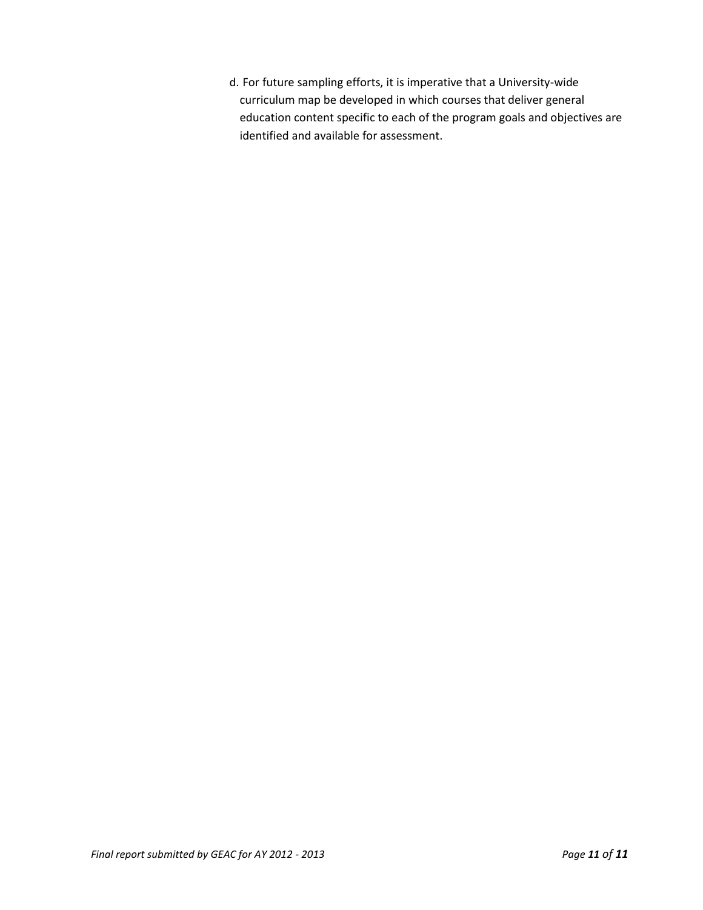d. For future sampling efforts, it is imperative that a University-wide curriculum map be developed in which courses that deliver general education content specific to each of the program goals and objectives are identified and available for assessment.